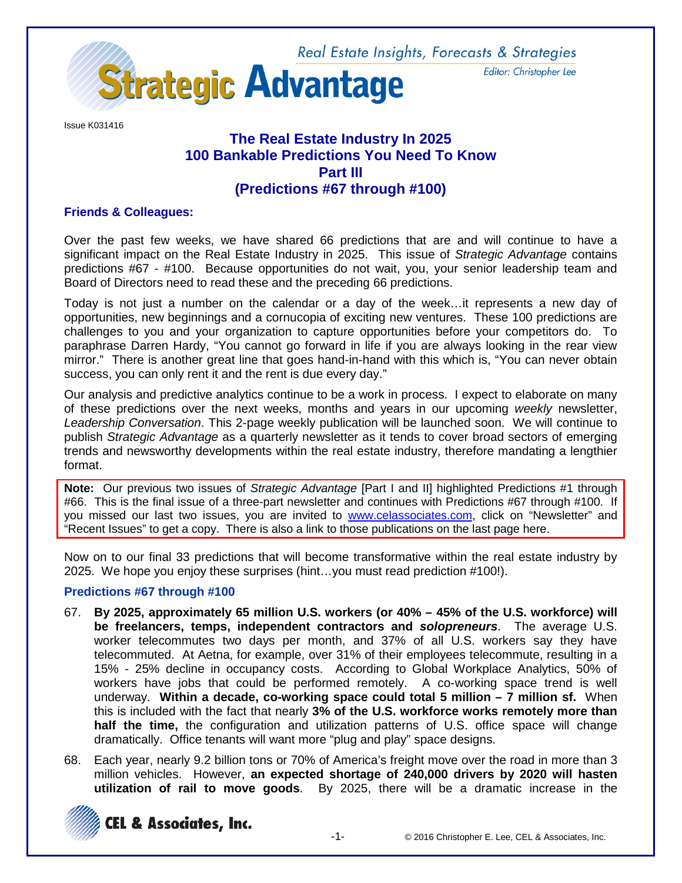Real Estate Insights, Forecasts & Strategies

# Strategic Advantage

Editor: Christopher Lee

Issue K031416

## The Real Estate Industry In 2025
## 100 Bankable Predictions You Need To Know
## Part III
## (Predictions #67 through #100)

**Friends & Colleagues:**

Over the past few weeks, we have shared 66 predictions that are and will continue to have a significant impact on the Real Estate Industry in 2025. This issue of *Strategic Advantage* contains predictions #67 - #100. Because opportunities do not wait, you, your senior leadership team and Board of Directors need to read these and the preceding 66 predictions.

Today is not just a number on the calendar or a day of the week…it represents a new day of opportunities, new beginnings and a cornucopia of exciting new ventures. These 100 predictions are challenges to you and your organization to capture opportunities before your competitors do. To paraphrase Darren Hardy, "You cannot go forward in life if you are always looking in the rear view mirror." There is another great line that goes hand-in-hand with this which is, "You can never obtain success, you can only rent it and the rent is due every day."

Our analysis and predictive analytics continue to be a work in process. I expect to elaborate on many of these predictions over the next weeks, months and years in our upcoming *weekly* newsletter, *Leadership Conversation*. This 2-page weekly publication will be launched soon. We will continue to publish *Strategic Advantage* as a quarterly newsletter as it tends to cover broad sectors of emerging trends and newsworthy developments within the real estate industry, therefore mandating a lengthier format.

**Note:** Our previous two issues of *Strategic Advantage* [Part I and II] highlighted Predictions #1 through #66. This is the final issue of a three-part newsletter and continues with Predictions #67 through #100. If you missed our last two issues, you are invited to www.celassociates.com, click on "Newsletter" and "Recent Issues" to get a copy. There is also a link to those publications on the last page here.

Now on to our final 33 predictions that will become transformative within the real estate industry by 2025. We hope you enjoy these surprises (hint…you must read prediction #100!).

### Predictions #67 through #100

67. **By 2025, approximately 65 million U.S. workers (or 40% – 45% of the U.S. workforce) will be freelancers, temps, independent contractors and *solopreneurs*.** The average U.S. worker telecommutes two days per month, and 37% of all U.S. workers say they have telecommuted. At Aetna, for example, over 31% of their employees telecommute, resulting in a 15% - 25% decline in occupancy costs. According to Global Workplace Analytics, 50% of workers have jobs that could be performed remotely. A co-working space trend is well underway. **Within a decade, co-working space could total 5 million – 7 million sf.** When this is included with the fact that nearly **3% of the U.S. workforce works remotely more than half the time,** the configuration and utilization patterns of U.S. office space will change dramatically. Office tenants will want more "plug and play" space designs.

68. Each year, nearly 9.2 billion tons or 70% of America's freight move over the road in more than 3 million vehicles. However, **an expected shortage of 240,000 drivers by 2020 will hasten utilization of rail to move goods**. By 2025, there will be a dramatic increase in the

CEL & Associates, Inc.

© 2016 Christopher E. Lee, CEL & Associates, Inc.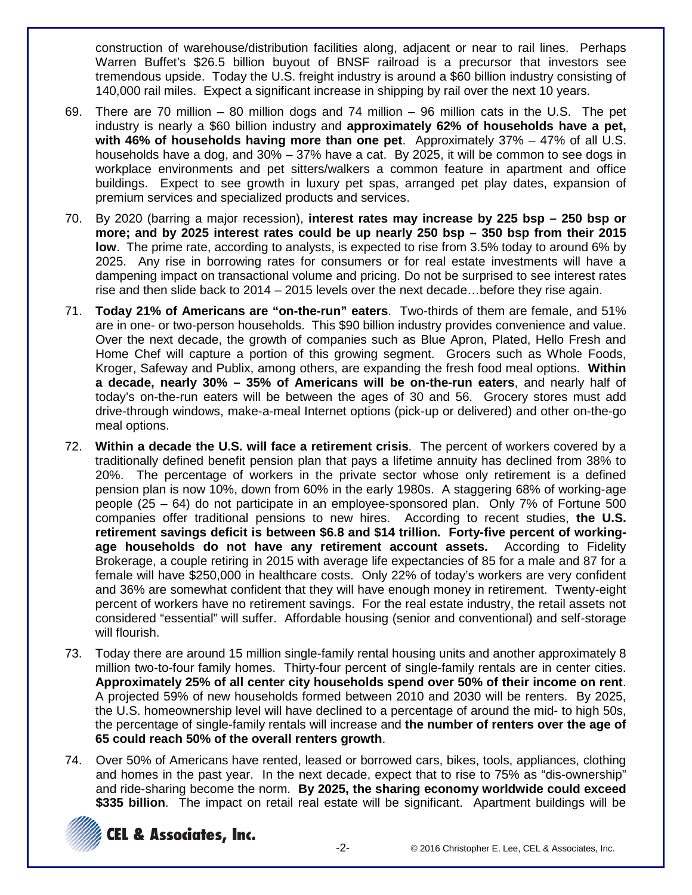construction of warehouse/distribution facilities along, adjacent or near to rail lines. Perhaps Warren Buffet's $26.5 billion buyout of BNSF railroad is a precursor that investors see tremendous upside. Today the U.S. freight industry is around a $60 billion industry consisting of 140,000 rail miles. Expect a significant increase in shipping by rail over the next 10 years.

69. There are 70 million – 80 million dogs and 74 million – 96 million cats in the U.S. The pet industry is nearly a $60 billion industry and **approximately 62% of households have a pet, with 46% of households having more than one pet**. Approximately 37% – 47% of all U.S. households have a dog, and 30% – 37% have a cat. By 2025, it will be common to see dogs in workplace environments and pet sitters/walkers a common feature in apartment and office buildings. Expect to see growth in luxury pet spas, arranged pet play dates, expansion of premium services and specialized products and services.

70. By 2020 (barring a major recession), **interest rates may increase by 225 bsp – 250 bsp or more; and by 2025 interest rates could be up nearly 250 bsp – 350 bsp from their 2015 low**. The prime rate, according to analysts, is expected to rise from 3.5% today to around 6% by 2025. Any rise in borrowing rates for consumers or for real estate investments will have a dampening impact on transactional volume and pricing. Do not be surprised to see interest rates rise and then slide back to 2014 – 2015 levels over the next decade…before they rise again.

71. **Today 21% of Americans are "on-the-run" eaters**. Two-thirds of them are female, and 51% are in one- or two-person households. This $90 billion industry provides convenience and value. Over the next decade, the growth of companies such as Blue Apron, Plated, Hello Fresh and Home Chef will capture a portion of this growing segment. Grocers such as Whole Foods, Kroger, Safeway and Publix, among others, are expanding the fresh food meal options. **Within a decade, nearly 30% – 35% of Americans will be on-the-run eaters**, and nearly half of today's on-the-run eaters will be between the ages of 30 and 56. Grocery stores must add drive-through windows, make-a-meal Internet options (pick-up or delivered) and other on-the-go meal options.

72. **Within a decade the U.S. will face a retirement crisis**. The percent of workers covered by a traditionally defined benefit pension plan that pays a lifetime annuity has declined from 38% to 20%. The percentage of workers in the private sector whose only retirement is a defined pension plan is now 10%, down from 60% in the early 1980s. A staggering 68% of working-age people (25 – 64) do not participate in an employee-sponsored plan. Only 7% of Fortune 500 companies offer traditional pensions to new hires. According to recent studies, **the U.S. retirement savings deficit is between $6.8 and $14 trillion. Forty-five percent of working-age households do not have any retirement account assets.** According to Fidelity Brokerage, a couple retiring in 2015 with average life expectancies of 85 for a male and 87 for a female will have $250,000 in healthcare costs. Only 22% of today's workers are very confident and 36% are somewhat confident that they will have enough money in retirement. Twenty-eight percent of workers have no retirement savings. For the real estate industry, the retail assets not considered "essential" will suffer. Affordable housing (senior and conventional) and self-storage will flourish.

73. Today there are around 15 million single-family rental housing units and another approximately 8 million two-to-four family homes. Thirty-four percent of single-family rentals are in center cities. **Approximately 25% of all center city households spend over 50% of their income on rent**. A projected 59% of new households formed between 2010 and 2030 will be renters. By 2025, the U.S. homeownership level will have declined to a percentage of around the mid- to high 50s, the percentage of single-family rentals will increase and **the number of renters over the age of 65 could reach 50% of the overall renters growth**.

74. Over 50% of Americans have rented, leased or borrowed cars, bikes, tools, appliances, clothing and homes in the past year. In the next decade, expect that to rise to 75% as "dis-ownership" and ride-sharing become the norm. **By 2025, the sharing economy worldwide could exceed $335 billion**. The impact on retail real estate will be significant. Apartment buildings will be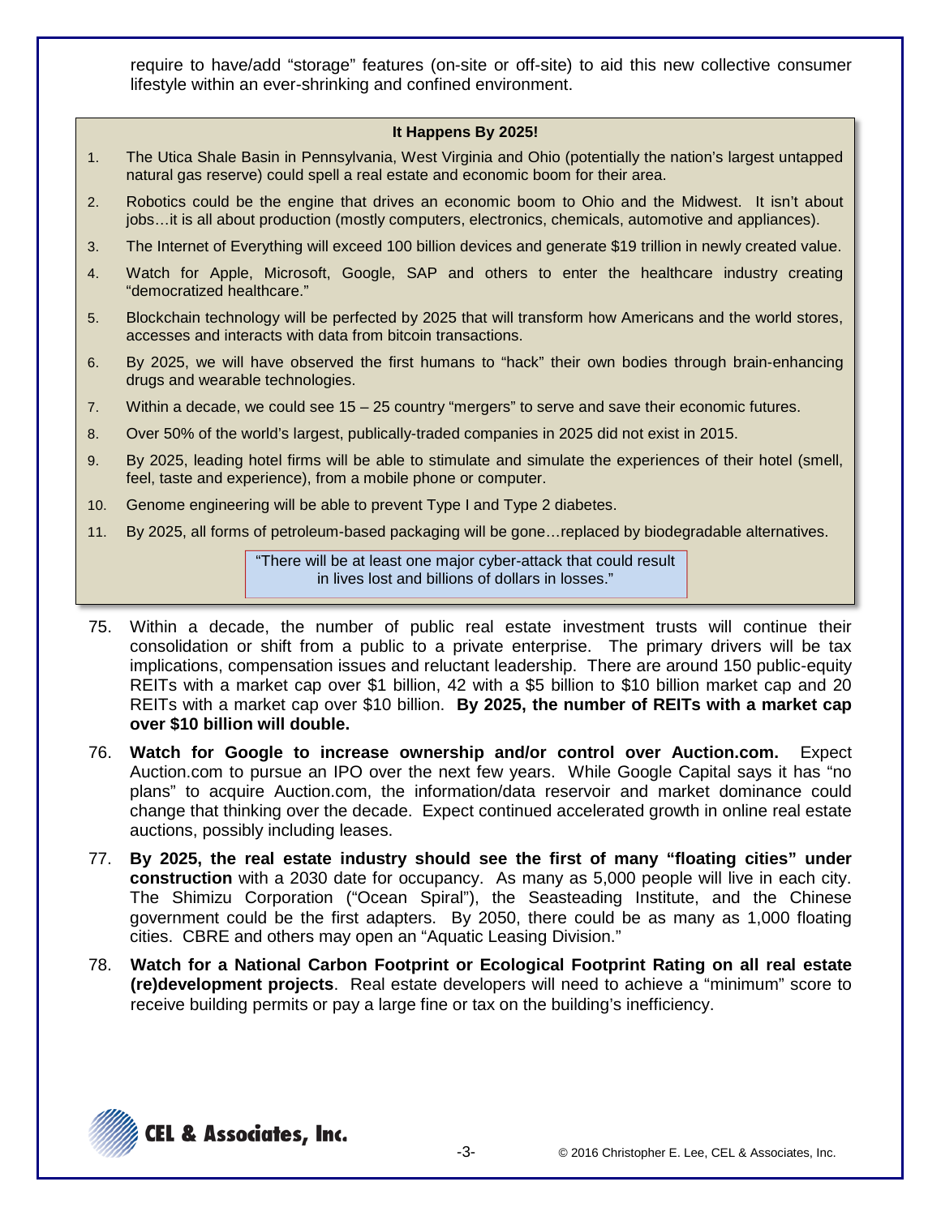require to have/add "storage" features (on-site or off-site) to aid this new collective consumer lifestyle within an ever-shrinking and confined environment.

**It Happens By 2025!**

1. The Utica Shale Basin in Pennsylvania, West Virginia and Ohio (potentially the nation's largest untapped natural gas reserve) could spell a real estate and economic boom for their area.
2. Robotics could be the engine that drives an economic boom to Ohio and the Midwest. It isn't about jobs…it is all about production (mostly computers, electronics, chemicals, automotive and appliances).
3. The Internet of Everything will exceed 100 billion devices and generate $19 trillion in newly created value.
4. Watch for Apple, Microsoft, Google, SAP and others to enter the healthcare industry creating "democratized healthcare."
5. Blockchain technology will be perfected by 2025 that will transform how Americans and the world stores, accesses and interacts with data from bitcoin transactions.
6. By 2025, we will have observed the first humans to "hack" their own bodies through brain-enhancing drugs and wearable technologies.
7. Within a decade, we could see 15 – 25 country "mergers" to serve and save their economic futures.
8. Over 50% of the world's largest, publically-traded companies in 2025 did not exist in 2015.
9. By 2025, leading hotel firms will be able to stimulate and simulate the experiences of their hotel (smell, feel, taste and experience), from a mobile phone or computer.
10. Genome engineering will be able to prevent Type I and Type 2 diabetes.
11. By 2025, all forms of petroleum-based packaging will be gone…replaced by biodegradable alternatives.

"There will be at least one major cyber-attack that could result in lives lost and billions of dollars in losses."

75. Within a decade, the number of public real estate investment trusts will continue their consolidation or shift from a public to a private enterprise. The primary drivers will be tax implications, compensation issues and reluctant leadership. There are around 150 public-equity REITs with a market cap over $1 billion, 42 with a $5 billion to $10 billion market cap and 20 REITs with a market cap over $10 billion. **By 2025, the number of REITs with a market cap over $10 billion will double.**

76. **Watch for Google to increase ownership and/or control over Auction.com.** Expect Auction.com to pursue an IPO over the next few years. While Google Capital says it has "no plans" to acquire Auction.com, the information/data reservoir and market dominance could change that thinking over the decade. Expect continued accelerated growth in online real estate auctions, possibly including leases.

77. **By 2025, the real estate industry should see the first of many "floating cities" under construction** with a 2030 date for occupancy. As many as 5,000 people will live in each city. The Shimizu Corporation ("Ocean Spiral"), the Seasteading Institute, and the Chinese government could be the first adapters. By 2050, there could be as many as 1,000 floating cities. CBRE and others may open an "Aquatic Leasing Division."

78. **Watch for a National Carbon Footprint or Ecological Footprint Rating on all real estate (re)development projects**. Real estate developers will need to achieve a "minimum" score to receive building permits or pay a large fine or tax on the building's inefficiency.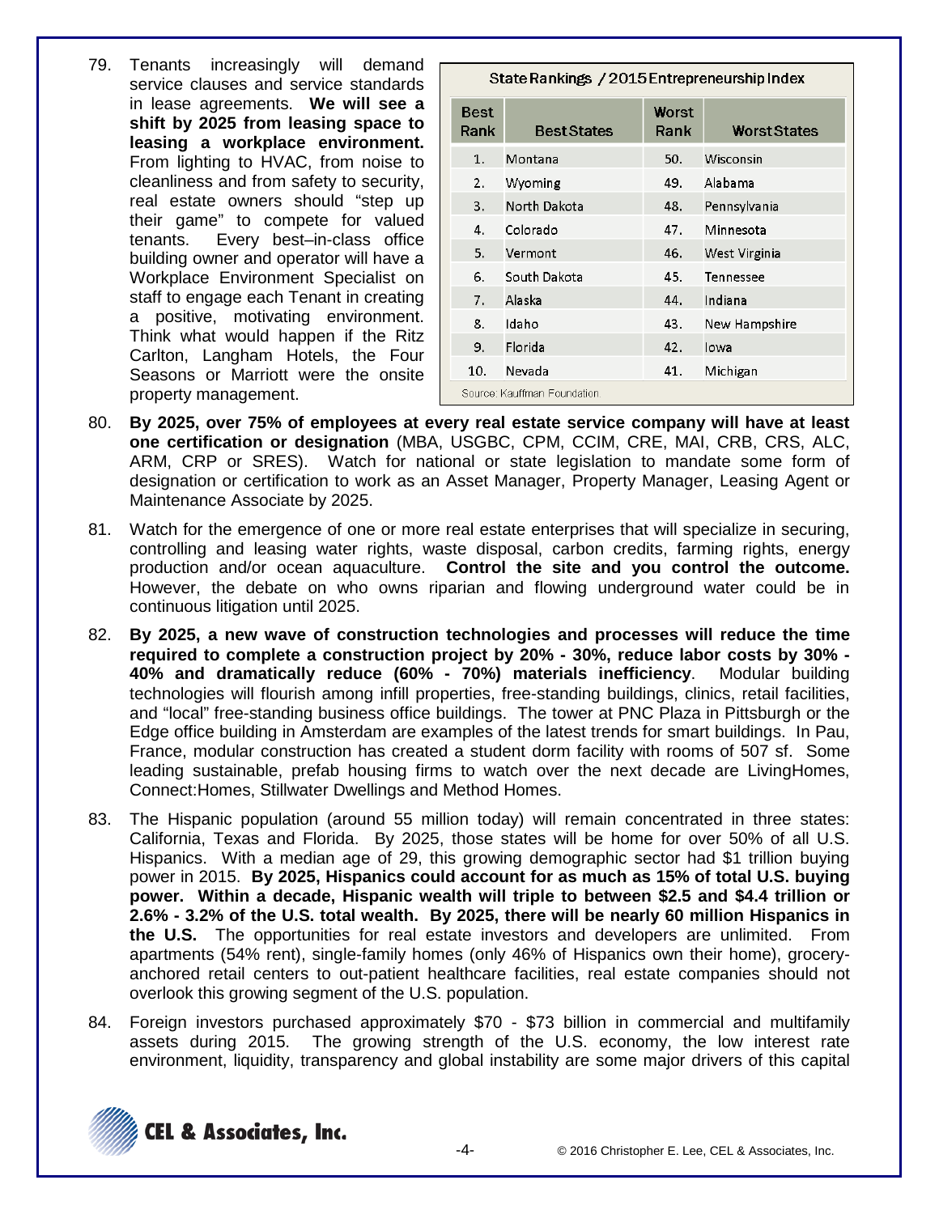79. Tenants increasingly will demand service clauses and service standards in lease agreements. **We will see a shift by 2025 from leasing space to leasing a workplace environment.** From lighting to HVAC, from noise to cleanliness and from safety to security, real estate owners should "step up their game" to compete for valued tenants. Every best–in-class office building owner and operator will have a Workplace Environment Specialist on staff to engage each Tenant in creating a positive, motivating environment. Think what would happen if the Ritz Carlton, Langham Hotels, the Four Seasons or Marriott were the onsite property management.

State Rankings / 2015 Entrepreneurship Index

| Best Rank | Best States | Worst Rank | Worst States |
|---|---|---|---|
| 1. | Montana | 50. | Wisconsin |
| 2. | Wyoming | 49. | Alabama |
| 3. | North Dakota | 48. | Pennsylvania |
| 4. | Colorado | 47. | Minnesota |
| 5. | Vermont | 46. | West Virginia |
| 6. | South Dakota | 45. | Tennessee |
| 7. | Alaska | 44. | Indiana |
| 8. | Idaho | 43. | New Hampshire |
| 9. | Florida | 42. | Iowa |
| 10. | Nevada | 41. | Michigan |

Source: Kauffman Foundation

80. **By 2025, over 75% of employees at every real estate service company will have at least one certification or designation** (MBA, USGBC, CPM, CCIM, CRE, MAI, CRB, CRS, ALC, ARM, CRP or SRES). Watch for national or state legislation to mandate some form of designation or certification to work as an Asset Manager, Property Manager, Leasing Agent or Maintenance Associate by 2025.

81. Watch for the emergence of one or more real estate enterprises that will specialize in securing, controlling and leasing water rights, waste disposal, carbon credits, farming rights, energy production and/or ocean aquaculture. **Control the site and you control the outcome.** However, the debate on who owns riparian and flowing underground water could be in continuous litigation until 2025.

82. **By 2025, a new wave of construction technologies and processes will reduce the time required to complete a construction project by 20% - 30%, reduce labor costs by 30% - 40% and dramatically reduce (60% - 70%) materials inefficiency**. Modular building technologies will flourish among infill properties, free-standing buildings, clinics, retail facilities, and "local" free-standing business office buildings. The tower at PNC Plaza in Pittsburgh or the Edge office building in Amsterdam are examples of the latest trends for smart buildings. In Pau, France, modular construction has created a student dorm facility with rooms of 507 sf. Some leading sustainable, prefab housing firms to watch over the next decade are LivingHomes, Connect:Homes, Stillwater Dwellings and Method Homes.

83. The Hispanic population (around 55 million today) will remain concentrated in three states: California, Texas and Florida. By 2025, those states will be home for over 50% of all U.S. Hispanics. With a median age of 29, this growing demographic sector had $1 trillion buying power in 2015. **By 2025, Hispanics could account for as much as 15% of total U.S. buying power. Within a decade, Hispanic wealth will triple to between $2.5 and $4.4 trillion or 2.6% - 3.2% of the U.S. total wealth. By 2025, there will be nearly 60 million Hispanics in the U.S.** The opportunities for real estate investors and developers are unlimited. From apartments (54% rent), single-family homes (only 46% of Hispanics own their home), grocery-anchored retail centers to out-patient healthcare facilities, real estate companies should not overlook this growing segment of the U.S. population.

84. Foreign investors purchased approximately $70 - $73 billion in commercial and multifamily assets during 2015. The growing strength of the U.S. economy, the low interest rate environment, liquidity, transparency and global instability are some major drivers of this capital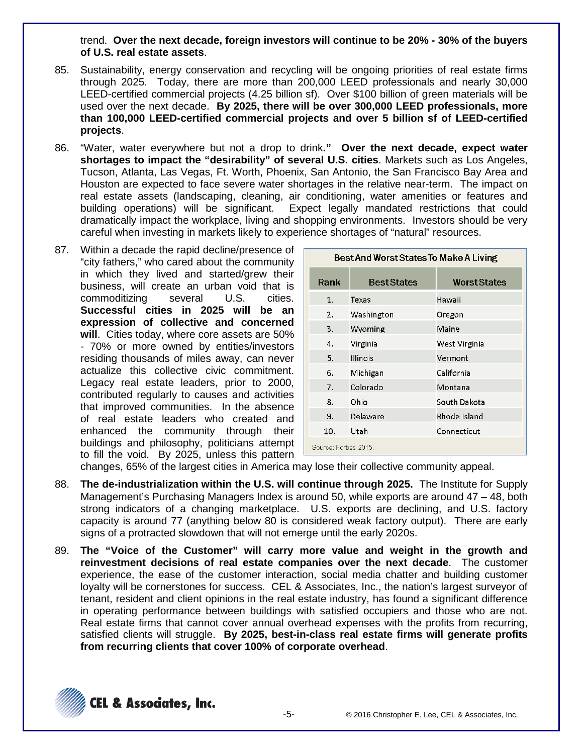trend. **Over the next decade, foreign investors will continue to be 20% - 30% of the buyers of U.S. real estate assets**.

85. Sustainability, energy conservation and recycling will be ongoing priorities of real estate firms through 2025. Today, there are more than 200,000 LEED professionals and nearly 30,000 LEED-certified commercial projects (4.25 billion sf). Over $100 billion of green materials will be used over the next decade. **By 2025, there will be over 300,000 LEED professionals, more than 100,000 LEED-certified commercial projects and over 5 billion sf of LEED-certified projects**.

86. "Water, water everywhere but not a drop to drink**." Over the next decade, expect water shortages to impact the "desirability" of several U.S. cities**. Markets such as Los Angeles, Tucson, Atlanta, Las Vegas, Ft. Worth, Phoenix, San Antonio, the San Francisco Bay Area and Houston are expected to face severe water shortages in the relative near-term. The impact on real estate assets (landscaping, cleaning, air conditioning, water amenities or features and building operations) will be significant. Expect legally mandated restrictions that could dramatically impact the workplace, living and shopping environments. Investors should be very careful when investing in markets likely to experience shortages of "natural" resources.

87. Within a decade the rapid decline/presence of "city fathers," who cared about the community in which they lived and started/grew their business, will create an urban void that is commoditizing several U.S. cities. **Successful cities in 2025 will be an expression of collective and concerned will**. Cities today, where core assets are 50% - 70% or more owned by entities/investors residing thousands of miles away, can never actualize this collective civic commitment. Legacy real estate leaders, prior to 2000, contributed regularly to causes and activities that improved communities. In the absence of real estate leaders who created and enhanced the community through their buildings and philosophy, politicians attempt to fill the void. By 2025, unless this pattern changes, 65% of the largest cities in America may lose their collective community appeal.

**Best And Worst States To Make A Living**

| Rank | Best States | Worst States |
|---|---|---|
| 1. | Texas | Hawaii |
| 2. | Washington | Oregon |
| 3. | Wyoming | Maine |
| 4. | Virginia | West Virginia |
| 5. | Illinois | Vermont |
| 6. | Michigan | California |
| 7. | Colorado | Montana |
| 8. | Ohio | South Dakota |
| 9. | Delaware | Rhode Island |
| 10. | Utah | Connecticut |

Source: Forbes 2015.

88. **The de-industrialization within the U.S. will continue through 2025.** The Institute for Supply Management's Purchasing Managers Index is around 50, while exports are around 47 – 48, both strong indicators of a changing marketplace. U.S. exports are declining, and U.S. factory capacity is around 77 (anything below 80 is considered weak factory output). There are early signs of a protracted slowdown that will not emerge until the early 2020s.

89. **The "Voice of the Customer" will carry more value and weight in the growth and reinvestment decisions of real estate companies over the next decade**. The customer experience, the ease of the customer interaction, social media chatter and building customer loyalty will be cornerstones for success. CEL & Associates, Inc., the nation's largest surveyor of tenant, resident and client opinions in the real estate industry, has found a significant difference in operating performance between buildings with satisfied occupiers and those who are not. Real estate firms that cannot cover annual overhead expenses with the profits from recurring, satisfied clients will struggle. **By 2025, best-in-class real estate firms will generate profits from recurring clients that cover 100% of corporate overhead**.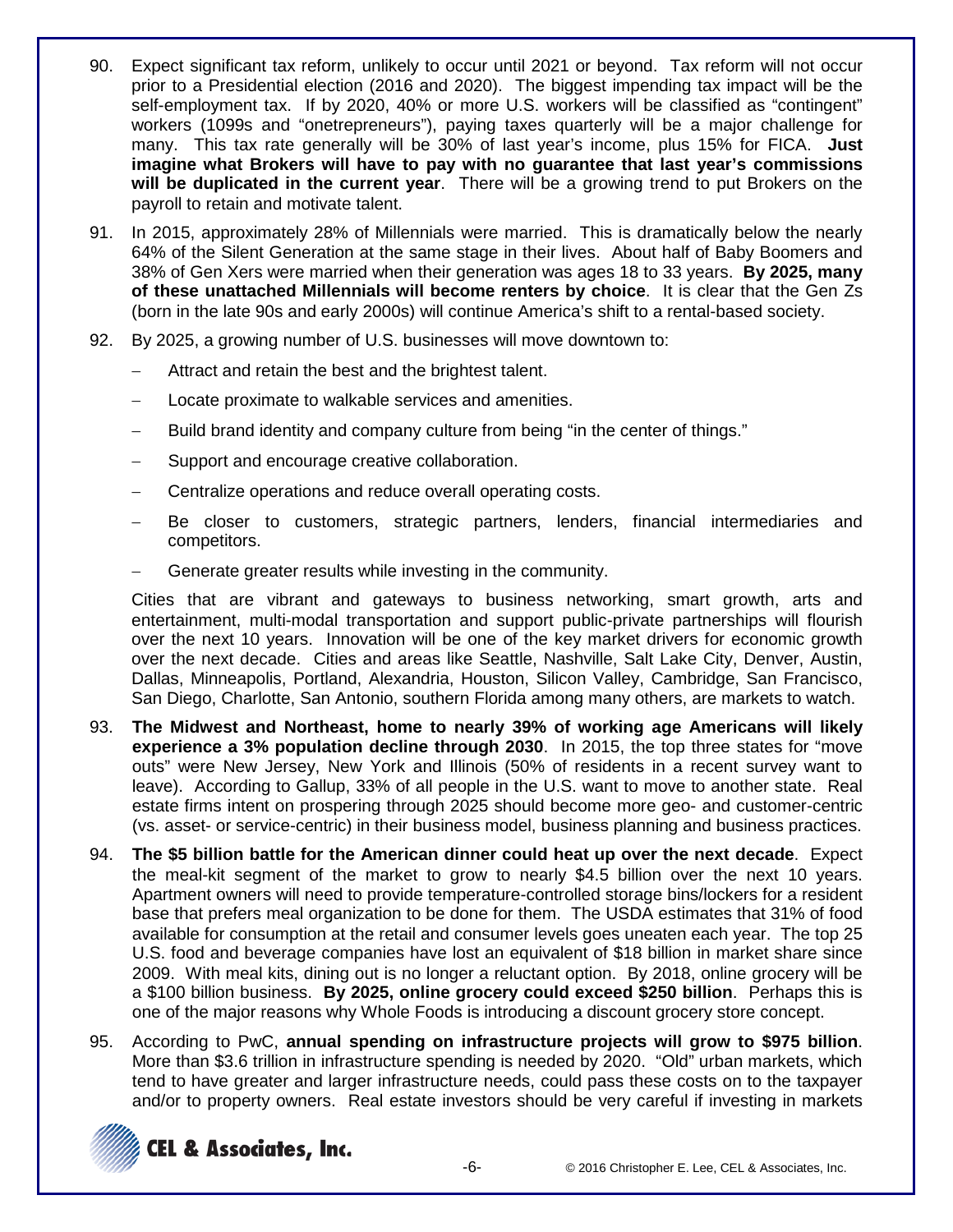90. Expect significant tax reform, unlikely to occur until 2021 or beyond. Tax reform will not occur prior to a Presidential election (2016 and 2020). The biggest impending tax impact will be the self-employment tax. If by 2020, 40% or more U.S. workers will be classified as "contingent" workers (1099s and "onetrepreneurs"), paying taxes quarterly will be a major challenge for many. This tax rate generally will be 30% of last year's income, plus 15% for FICA. **Just imagine what Brokers will have to pay with no guarantee that last year's commissions will be duplicated in the current year**. There will be a growing trend to put Brokers on the payroll to retain and motivate talent.

91. In 2015, approximately 28% of Millennials were married. This is dramatically below the nearly 64% of the Silent Generation at the same stage in their lives. About half of Baby Boomers and 38% of Gen Xers were married when their generation was ages 18 to 33 years. **By 2025, many of these unattached Millennials will become renters by choice**. It is clear that the Gen Zs (born in the late 90s and early 2000s) will continue America's shift to a rental-based society.

92. By 2025, a growing number of U.S. businesses will move downtown to:

    - Attract and retain the best and the brightest talent.
    - Locate proximate to walkable services and amenities.
    - Build brand identity and company culture from being "in the center of things."
    - Support and encourage creative collaboration.
    - Centralize operations and reduce overall operating costs.
    - Be closer to customers, strategic partners, lenders, financial intermediaries and competitors.
    - Generate greater results while investing in the community.

    Cities that are vibrant and gateways to business networking, smart growth, arts and entertainment, multi-modal transportation and support public-private partnerships will flourish over the next 10 years. Innovation will be one of the key market drivers for economic growth over the next decade. Cities and areas like Seattle, Nashville, Salt Lake City, Denver, Austin, Dallas, Minneapolis, Portland, Alexandria, Houston, Silicon Valley, Cambridge, San Francisco, San Diego, Charlotte, San Antonio, southern Florida among many others, are markets to watch.

93. **The Midwest and Northeast, home to nearly 39% of working age Americans will likely experience a 3% population decline through 2030**. In 2015, the top three states for "move outs" were New Jersey, New York and Illinois (50% of residents in a recent survey want to leave). According to Gallup, 33% of all people in the U.S. want to move to another state. Real estate firms intent on prospering through 2025 should become more geo- and customer-centric (vs. asset- or service-centric) in their business model, business planning and business practices.

94. **The $5 billion battle for the American dinner could heat up over the next decade**. Expect the meal-kit segment of the market to grow to nearly $4.5 billion over the next 10 years. Apartment owners will need to provide temperature-controlled storage bins/lockers for a resident base that prefers meal organization to be done for them. The USDA estimates that 31% of food available for consumption at the retail and consumer levels goes uneaten each year. The top 25 U.S. food and beverage companies have lost an equivalent of $18 billion in market share since 2009. With meal kits, dining out is no longer a reluctant option. By 2018, online grocery will be a $100 billion business. **By 2025, online grocery could exceed $250 billion**. Perhaps this is one of the major reasons why Whole Foods is introducing a discount grocery store concept.

95. According to PwC, **annual spending on infrastructure projects will grow to $975 billion**. More than $3.6 trillion in infrastructure spending is needed by 2020. "Old" urban markets, which tend to have greater and larger infrastructure needs, could pass these costs on to the taxpayer and/or to property owners. Real estate investors should be very careful if investing in markets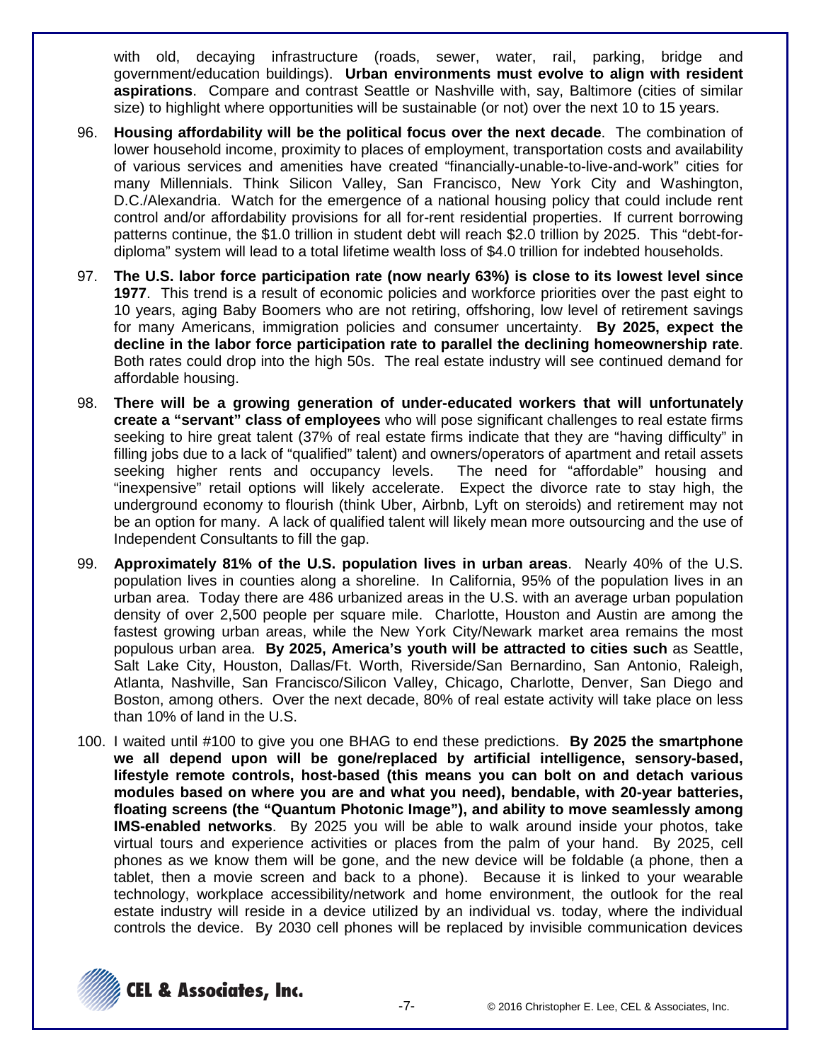with old, decaying infrastructure (roads, sewer, water, rail, parking, bridge and government/education buildings). **Urban environments must evolve to align with resident aspirations**. Compare and contrast Seattle or Nashville with, say, Baltimore (cities of similar size) to highlight where opportunities will be sustainable (or not) over the next 10 to 15 years.

96. **Housing affordability will be the political focus over the next decade**. The combination of lower household income, proximity to places of employment, transportation costs and availability of various services and amenities have created "financially-unable-to-live-and-work" cities for many Millennials. Think Silicon Valley, San Francisco, New York City and Washington, D.C./Alexandria. Watch for the emergence of a national housing policy that could include rent control and/or affordability provisions for all for-rent residential properties. If current borrowing patterns continue, the $1.0 trillion in student debt will reach $2.0 trillion by 2025. This "debt-for-diploma" system will lead to a total lifetime wealth loss of $4.0 trillion for indebted households.

97. **The U.S. labor force participation rate (now nearly 63%) is close to its lowest level since 1977**. This trend is a result of economic policies and workforce priorities over the past eight to 10 years, aging Baby Boomers who are not retiring, offshoring, low level of retirement savings for many Americans, immigration policies and consumer uncertainty. **By 2025, expect the decline in the labor force participation rate to parallel the declining homeownership rate**. Both rates could drop into the high 50s. The real estate industry will see continued demand for affordable housing.

98. **There will be a growing generation of under-educated workers that will unfortunately create a "servant" class of employees** who will pose significant challenges to real estate firms seeking to hire great talent (37% of real estate firms indicate that they are "having difficulty" in filling jobs due to a lack of "qualified" talent) and owners/operators of apartment and retail assets seeking higher rents and occupancy levels. The need for "affordable" housing and "inexpensive" retail options will likely accelerate. Expect the divorce rate to stay high, the underground economy to flourish (think Uber, Airbnb, Lyft on steroids) and retirement may not be an option for many. A lack of qualified talent will likely mean more outsourcing and the use of Independent Consultants to fill the gap.

99. **Approximately 81% of the U.S. population lives in urban areas**. Nearly 40% of the U.S. population lives in counties along a shoreline. In California, 95% of the population lives in an urban area. Today there are 486 urbanized areas in the U.S. with an average urban population density of over 2,500 people per square mile. Charlotte, Houston and Austin are among the fastest growing urban areas, while the New York City/Newark market area remains the most populous urban area. **By 2025, America's youth will be attracted to cities such** as Seattle, Salt Lake City, Houston, Dallas/Ft. Worth, Riverside/San Bernardino, San Antonio, Raleigh, Atlanta, Nashville, San Francisco/Silicon Valley, Chicago, Charlotte, Denver, San Diego and Boston, among others. Over the next decade, 80% of real estate activity will take place on less than 10% of land in the U.S.

100. I waited until #100 to give you one BHAG to end these predictions. **By 2025 the smartphone we all depend upon will be gone/replaced by artificial intelligence, sensory-based, lifestyle remote controls, host-based (this means you can bolt on and detach various modules based on where you are and what you need), bendable, with 20-year batteries, floating screens (the "Quantum Photonic Image"), and ability to move seamlessly among IMS-enabled networks**. By 2025 you will be able to walk around inside your photos, take virtual tours and experience activities or places from the palm of your hand. By 2025, cell phones as we know them will be gone, and the new device will be foldable (a phone, then a tablet, then a movie screen and back to a phone). Because it is linked to your wearable technology, workplace accessibility/network and home environment, the outlook for the real estate industry will reside in a device utilized by an individual vs. today, where the individual controls the device. By 2030 cell phones will be replaced by invisible communication devices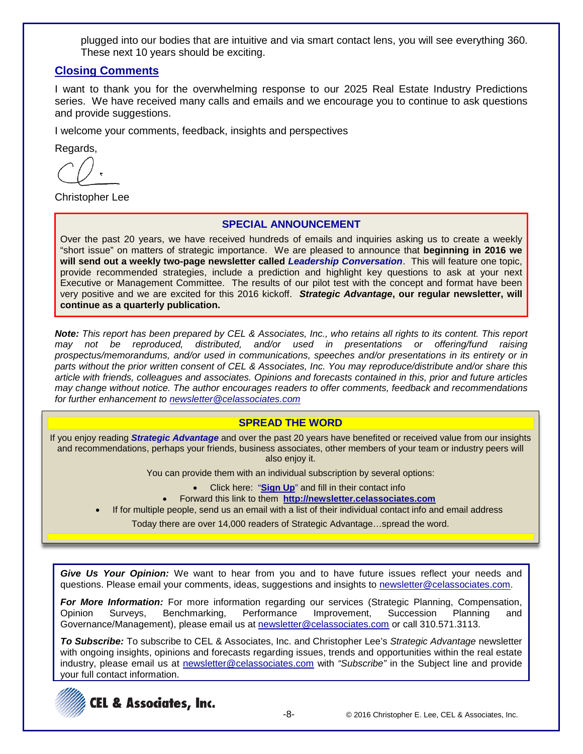plugged into our bodies that are intuitive and via smart contact lens, you will see everything 360. These next 10 years should be exciting.

## Closing Comments

I want to thank you for the overwhelming response to our 2025 Real Estate Industry Predictions series. We have received many calls and emails and we encourage you to continue to ask questions and provide suggestions.

I welcome your comments, feedback, insights and perspectives

Regards,

Christopher Lee

### SPECIAL ANNOUNCEMENT

Over the past 20 years, we have received hundreds of emails and inquiries asking us to create a weekly "short issue" on matters of strategic importance. We are pleased to announce that **beginning in 2016 we will send out a weekly two-page newsletter called *Leadership Conversation***. This will feature one topic, provide recommended strategies, include a prediction and highlight key questions to ask at your next Executive or Management Committee. The results of our pilot test with the concept and format have been very positive and we are excited for this 2016 kickoff. ***Strategic Advantage*, our regular newsletter, will continue as a quarterly publication.**

***Note:*** *This report has been prepared by CEL & Associates, Inc., who retains all rights to its content. This report may not be reproduced, distributed, and/or used in presentations or offering/fund raising prospectus/memorandums, and/or used in communications, speeches and/or presentations in its entirety or in parts without the prior written consent of CEL & Associates, Inc. You may reproduce/distribute and/or share this article with friends, colleagues and associates. Opinions and forecasts contained in this, prior and future articles may change without notice. The author encourages readers to offer comments, feedback and recommendations for further enhancement to newsletter@celassociates.com*

### SPREAD THE WORD

If you enjoy reading ***Strategic Advantage*** and over the past 20 years have benefited or received value from our insights and recommendations, perhaps your friends, business associates, other members of your team or industry peers will also enjoy it.

You can provide them with an individual subscription by several options:

- Click here: "**Sign Up**" and fill in their contact info
- Forward this link to them **http://newsletter.celassociates.com**
- If for multiple people, send us an email with a list of their individual contact info and email address

Today there are over 14,000 readers of Strategic Advantage…spread the word.

***Give Us Your Opinion:*** We want to hear from you and to have future issues reflect your needs and questions. Please email your comments, ideas, suggestions and insights to newsletter@celassociates.com.

***For More Information:*** For more information regarding our services (Strategic Planning, Compensation, Opinion Surveys, Benchmarking, Performance Improvement, Succession Planning and Governance/Management), please email us at newsletter@celassociates.com or call 310.571.3113.

***To Subscribe:*** To subscribe to CEL & Associates, Inc. and Christopher Lee's *Strategic Advantage* newsletter with ongoing insights, opinions and forecasts regarding issues, trends and opportunities within the real estate industry, please email us at newsletter@celassociates.com with *"Subscribe"* in the Subject line and provide your full contact information.

CEL & Associates, Inc.

© 2016 Christopher E. Lee, CEL & Associates, Inc.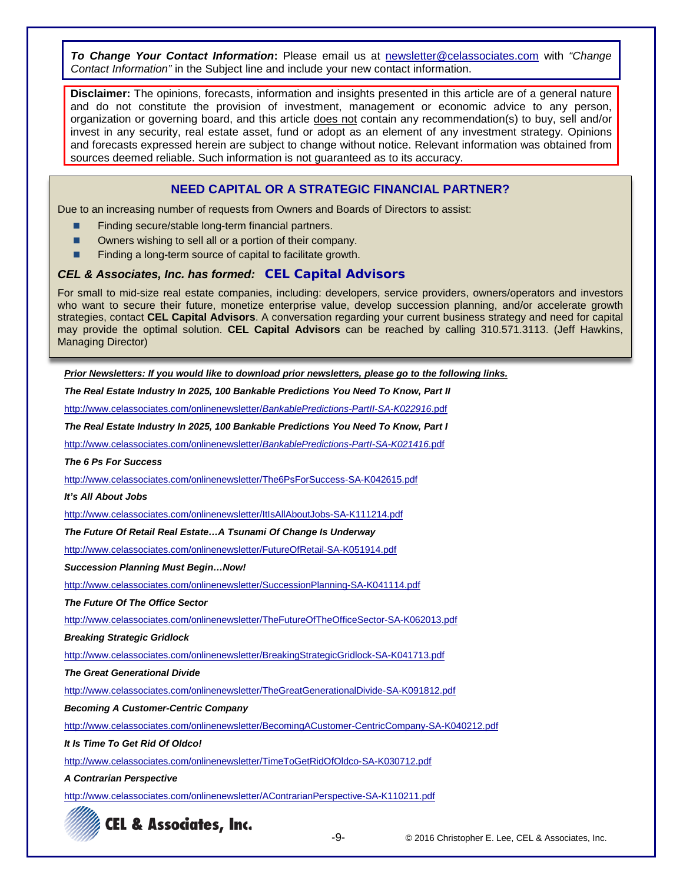***To Change Your Contact Information*:** Please email us at newsletter@celassociates.com with *"Change Contact Information"* in the Subject line and include your new contact information.

**Disclaimer:** The opinions, forecasts, information and insights presented in this article are of a general nature and do not constitute the provision of investment, management or economic advice to any person, organization or governing board, and this article does not contain any recommendation(s) to buy, sell and/or invest in any security, real estate asset, fund or adopt as an element of any investment strategy. Opinions and forecasts expressed herein are subject to change without notice. Relevant information was obtained from sources deemed reliable. Such information is not guaranteed as to its accuracy.

## NEED CAPITAL OR A STRATEGIC FINANCIAL PARTNER?

Due to an increasing number of requests from Owners and Boards of Directors to assist:

- Finding secure/stable long-term financial partners.
- Owners wishing to sell all or a portion of their company.
- Finding a long-term source of capital to facilitate growth.

***CEL & Associates, Inc. has formed:*** **CEL Capital Advisors**

For small to mid-size real estate companies, including: developers, service providers, owners/operators and investors who want to secure their future, monetize enterprise value, develop succession planning, and/or accelerate growth strategies, contact **CEL Capital Advisors**. A conversation regarding your current business strategy and need for capital may provide the optimal solution. **CEL Capital Advisors** can be reached by calling 310.571.3113. (Jeff Hawkins, Managing Director)

***Prior Newsletters: If you would like to download prior newsletters, please go to the following links.***

***The Real Estate Industry In 2025, 100 Bankable Predictions You Need To Know, Part II***

http://www.celassociates.com/onlinenewsletter/BankablePredictions-PartII-SA-K022916.pdf

***The Real Estate Industry In 2025, 100 Bankable Predictions You Need To Know, Part I***

http://www.celassociates.com/onlinenewsletter/BankablePredictions-PartI-SA-K021416.pdf

***The 6 Ps For Success***

http://www.celassociates.com/onlinenewsletter/The6PsForSuccess-SA-K042615.pdf

***It's All About Jobs***

http://www.celassociates.com/onlinenewsletter/ItIsAllAboutJobs-SA-K111214.pdf

***The Future Of Retail Real Estate…A Tsunami Of Change Is Underway***

http://www.celassociates.com/onlinenewsletter/FutureOfRetail-SA-K051914.pdf

***Succession Planning Must Begin…Now!***

http://www.celassociates.com/onlinenewsletter/SuccessionPlanning-SA-K041114.pdf

***The Future Of The Office Sector***

http://www.celassociates.com/onlinenewsletter/TheFutureOfTheOfficeSector-SA-K062013.pdf

***Breaking Strategic Gridlock***

http://www.celassociates.com/onlinenewsletter/BreakingStrategicGridlock-SA-K041713.pdf

***The Great Generational Divide***

http://www.celassociates.com/onlinenewsletter/TheGreatGenerationalDivide-SA-K091812.pdf

***Becoming A Customer-Centric Company***

http://www.celassociates.com/onlinenewsletter/BecomingACustomer-CentricCompany-SA-K040212.pdf

***It Is Time To Get Rid Of Oldco!***

http://www.celassociates.com/onlinenewsletter/TimeToGetRidOfOldco-SA-K030712.pdf

***A Contrarian Perspective***

http://www.celassociates.com/onlinenewsletter/AContrarianPerspective-SA-K110211.pdf

**CEL & Associates, Inc.**

© 2016 Christopher E. Lee, CEL & Associates, Inc.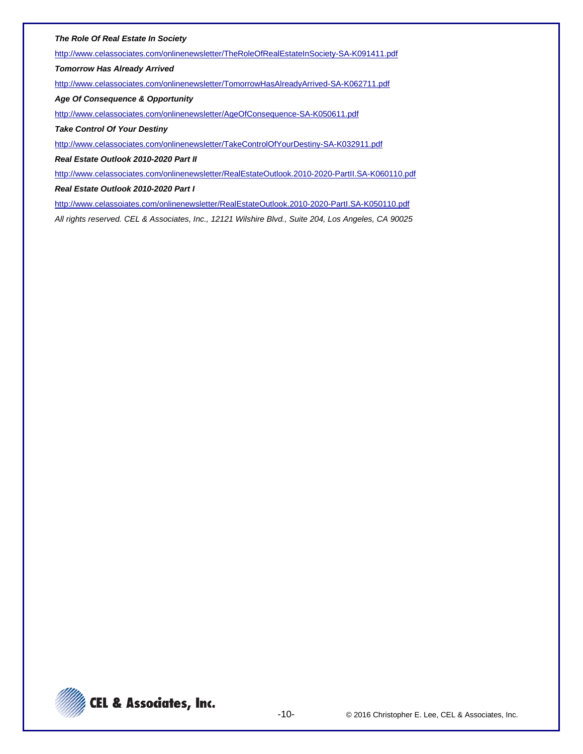***The Role Of Real Estate In Society***

http://www.celassociates.com/onlinenewsletter/TheRoleOfRealEstateInSociety-SA-K091411.pdf

***Tomorrow Has Already Arrived***

http://www.celassociates.com/onlinenewsletter/TomorrowHasAlreadyArrived-SA-K062711.pdf

***Age Of Consequence & Opportunity***

http://www.celassociates.com/onlinenewsletter/AgeOfConsequence-SA-K050611.pdf

***Take Control Of Your Destiny***

http://www.celassociates.com/onlinenewsletter/TakeControlOfYourDestiny-SA-K032911.pdf

***Real Estate Outlook 2010-2020 Part II***

http://www.celassociates.com/onlinenewsletter/RealEstateOutlook.2010-2020-PartII.SA-K060110.pdf

***Real Estate Outlook 2010-2020 Part I***

http://www.celassoiates.com/onlinenewsletter/RealEstateOutlook.2010-2020-PartI.SA-K050110.pdf

*All rights reserved. CEL & Associates, Inc., 12121 Wilshire Blvd., Suite 204, Los Angeles, CA 90025*

© 2016 Christopher E. Lee, CEL & Associates, Inc.